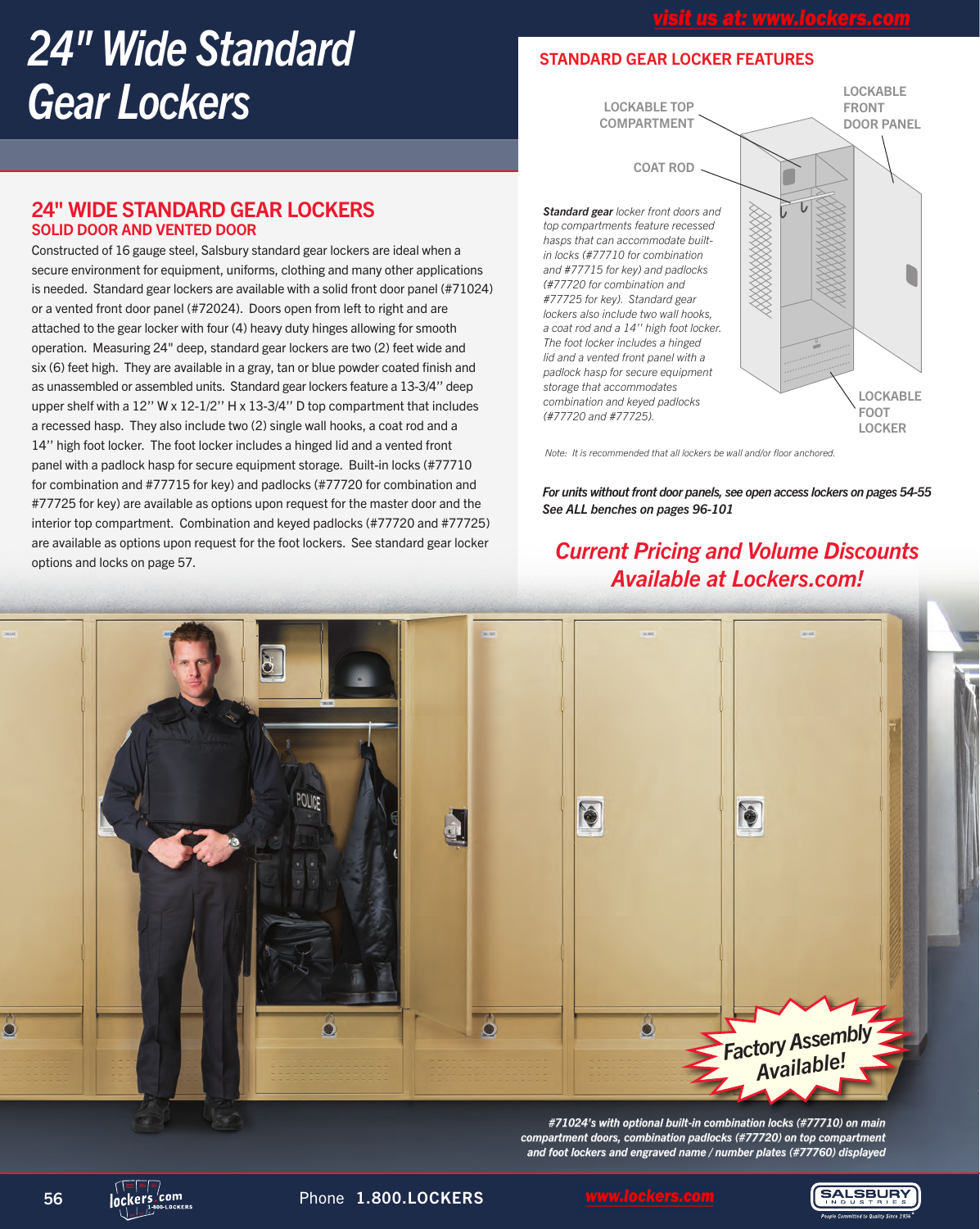# 24" Wide Standard Gear Lockers

## 24" WIDE STANDARD GEAR LOCKERS
### SOLID DOOR AND VENTED DOOR

Constructed of 16 gauge steel, Salsbury standard gear lockers are ideal when a secure environment for equipment, uniforms, clothing and many other applications is needed. Standard gear lockers are available with a solid front door panel (#71024) or a vented front door panel (#72024). Doors open from left to right and are attached to the gear locker with four (4) heavy duty hinges allowing for smooth operation. Measuring 24" deep, standard gear lockers are two (2) feet wide and six (6) feet high. They are available in a gray, tan or blue powder coated finish and as unassembled or assembled units. Standard gear lockers feature a 13-3/4" deep upper shelf with a 12" W x 12-1/2" H x 13-3/4" D top compartment that includes a recessed hasp. They also include two (2) single wall hooks, a coat rod and a 14" high foot locker. The foot locker includes a hinged lid and a vented front panel with a padlock hasp for secure equipment storage. Built-in locks (#77710 for combination and #77715 for key) and padlocks (#77720 for combination and #77725 for key) are available as options upon request for the master door and the interior top compartment. Combination and keyed padlocks (#77720 and #77725) are available as options upon request for the foot lockers. See standard gear locker options and locks on page 57.

visit us at: www.lockers.com

## STANDARD GEAR LOCKER FEATURES

LOCKABLE TOP COMPARTMENT

LOCKABLE FRONT DOOR PANEL

COAT ROD

LOCKABLE FOOT LOCKER

***Standard gear** locker front doors and top compartments feature recessed hasps that can accommodate built-in locks (#77710 for combination and #77715 for key) and padlocks (#77720 for combination and #77725 for key). Standard gear lockers also include two wall hooks, a coat rod and a 14" high foot locker. The foot locker includes a hinged lid and a vented front panel with a padlock hasp for secure equipment storage that accommodates combination and keyed padlocks (#77720 and #77725).*

*Note: It is recommended that all lockers be wall and/or floor anchored.*

***For units without front door panels, see open access lockers on pages 54-55***
***See ALL benches on pages 96-101***

***Current Pricing and Volume Discounts Available at Lockers.com!***

**Factory Assembly Available!**

***#71024's with optional built-in combination locks (#77710) on main compartment doors, combination padlocks (#77720) on top compartment and foot lockers and engraved name / number plates (#77760) displayed***

Phone 1.800.LOCKERS www.lockers.com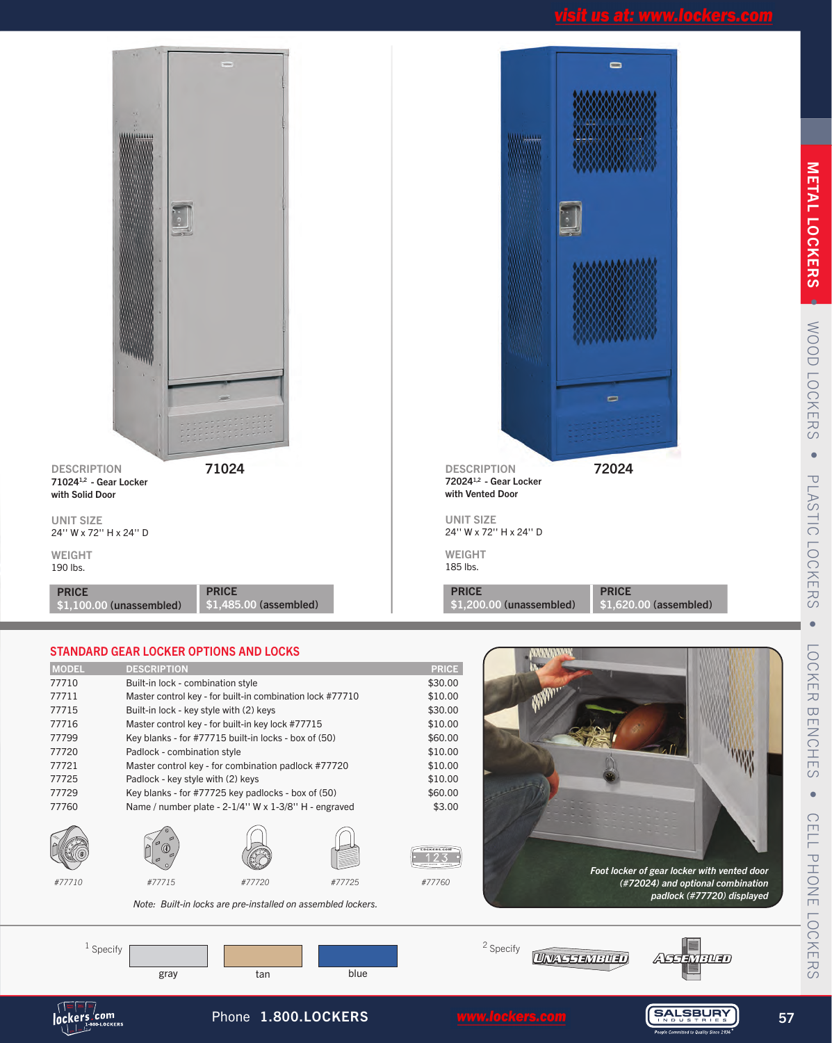## 71024

**DESCRIPTION**
**71024[1,2] - Gear Locker with Solid Door**

**UNIT SIZE**
24'' W x 72'' H x 24'' D

**WEIGHT**
190 lbs.

| PRICE | PRICE |
|---|---|
| $1,100.00 (unassembled) | $1,485.00 (assembled) |

## 72024

**DESCRIPTION**
**72024[1,2] - Gear Locker with Vented Door**

**UNIT SIZE**
24'' W x 72'' H x 24'' D

**WEIGHT**
185 lbs.

| PRICE | PRICE |
|---|---|
| $1,200.00 (unassembled) | $1,620.00 (assembled) |

## STANDARD GEAR LOCKER OPTIONS AND LOCKS

| MODEL | DESCRIPTION | PRICE |
|---|---|---|
| 77710 | Built-in lock - combination style | $30.00 |
| 77711 | Master control key - for built-in combination lock #77710 | $10.00 |
| 77715 | Built-in lock - key style with (2) keys | $30.00 |
| 77716 | Master control key - for built-in key lock #77715 | $10.00 |
| 77799 | Key blanks - for #77715 built-in locks - box of (50) | $60.00 |
| 77720 | Padlock - combination style | $10.00 |
| 77721 | Master control key - for combination padlock #77720 | $10.00 |
| 77725 | Padlock - key style with (2) keys | $10.00 |
| 77729 | Key blanks - for #77725 key padlocks - box of (50) | $60.00 |
| 77760 | Name / number plate - 2-1/4'' W x 1-3/8'' H - engraved | $3.00 |

*#77710* *#77715* *#77720* *#77725* *#77760*

*Note: Built-in locks are pre-installed on assembled lockers.*

*Foot locker of gear locker with vented door (#72024) and optional combination padlock (#77720) displayed*

[1] Specify: gray, tan, blue

[2] Specify: UNASSEMBLED, ASSEMBLED